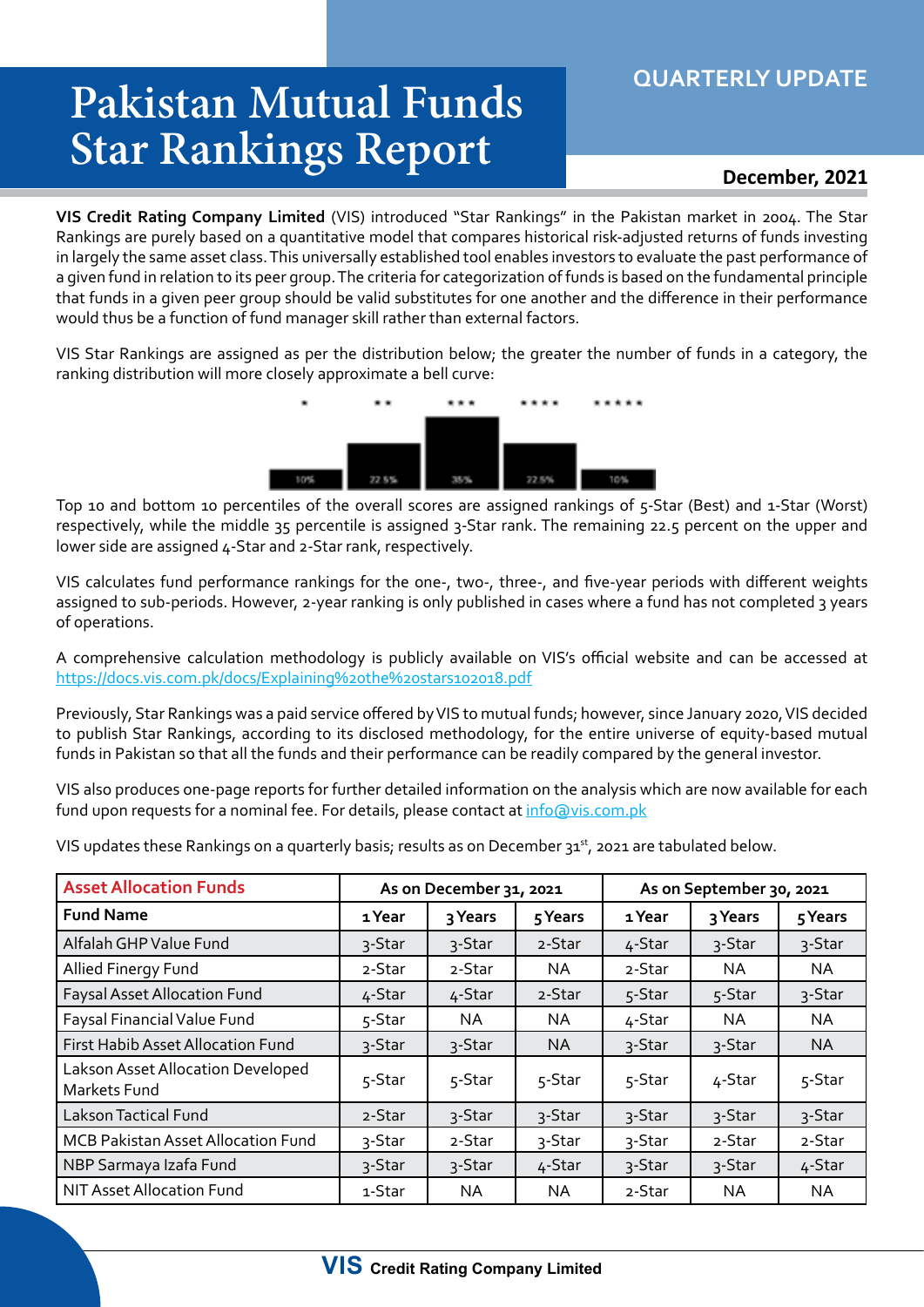# Pakistan Mutual Funds Star Rankings Report

QUARTERLY UPDATE

**December, 2021**

**VIS Credit Rating Company Limited** (VIS) introduced "Star Rankings" in the Pakistan market in 2004. The Star Rankings are purely based on a quantitative model that compares historical risk-adjusted returns of funds investing in largely the same asset class. This universally established tool enables investors to evaluate the past performance of a given fund in relation to its peer group. The criteria for categorization of funds is based on the fundamental principle that funds in a given peer group should be valid substitutes for one another and the difference in their performance would thus be a function of fund manager skill rather than external factors.

VIS Star Rankings are assigned as per the distribution below; the greater the number of funds in a category, the ranking distribution will more closely approximate a bell curve:

| * | ** | *** | **** | ***** |
|---|---|---|---|---|
| 10% | 22.5% | 35% | 22.5% | 10% |

Top 10 and bottom 10 percentiles of the overall scores are assigned rankings of 5-Star (Best) and 1-Star (Worst) respectively, while the middle 35 percentile is assigned 3-Star rank. The remaining 22.5 percent on the upper and lower side are assigned 4-Star and 2-Star rank, respectively.

VIS calculates fund performance rankings for the one-, two-, three-, and five-year periods with different weights assigned to sub-periods. However, 2-year ranking is only published in cases where a fund has not completed 3 years of operations.

A comprehensive calculation methodology is publicly available on VIS's official website and can be accessed at https://docs.vis.com.pk/docs/Explaining%20the%20stars102018.pdf

Previously, Star Rankings was a paid service offered by VIS to mutual funds; however, since January 2020, VIS decided to publish Star Rankings, according to its disclosed methodology, for the entire universe of equity-based mutual funds in Pakistan so that all the funds and their performance can be readily compared by the general investor.

VIS also produces one-page reports for further detailed information on the analysis which are now available for each fund upon requests for a nominal fee. For details, please contact at info@vis.com.pk

VIS updates these Rankings on a quarterly basis; results as on December 31st, 2021 are tabulated below.

| Asset Allocation Funds | As on December 31, 2021 | | | As on September 30, 2021 | | |
|---|---|---|---|---|---|---|
| **Fund Name** | **1 Year** | **3 Years** | **5 Years** | **1 Year** | **3 Years** | **5 Years** |
| Alfalah GHP Value Fund | 3-Star | 3-Star | 2-Star | 4-Star | 3-Star | 3-Star |
| Allied Finergy Fund | 2-Star | 2-Star | NA | 2-Star | NA | NA |
| Faysal Asset Allocation Fund | 4-Star | 4-Star | 2-Star | 5-Star | 5-Star | 3-Star |
| Faysal Financial Value Fund | 5-Star | NA | NA | 4-Star | NA | NA |
| First Habib Asset Allocation Fund | 3-Star | 3-Star | NA | 3-Star | 3-Star | NA |
| Lakson Asset Allocation Developed Markets Fund | 5-Star | 5-Star | 5-Star | 5-Star | 4-Star | 5-Star |
| Lakson Tactical Fund | 2-Star | 3-Star | 3-Star | 3-Star | 3-Star | 3-Star |
| MCB Pakistan Asset Allocation Fund | 3-Star | 2-Star | 3-Star | 3-Star | 2-Star | 2-Star |
| NBP Sarmaya Izafa Fund | 3-Star | 3-Star | 4-Star | 3-Star | 3-Star | 4-Star |
| NIT Asset Allocation Fund | 1-Star | NA | NA | 2-Star | NA | NA |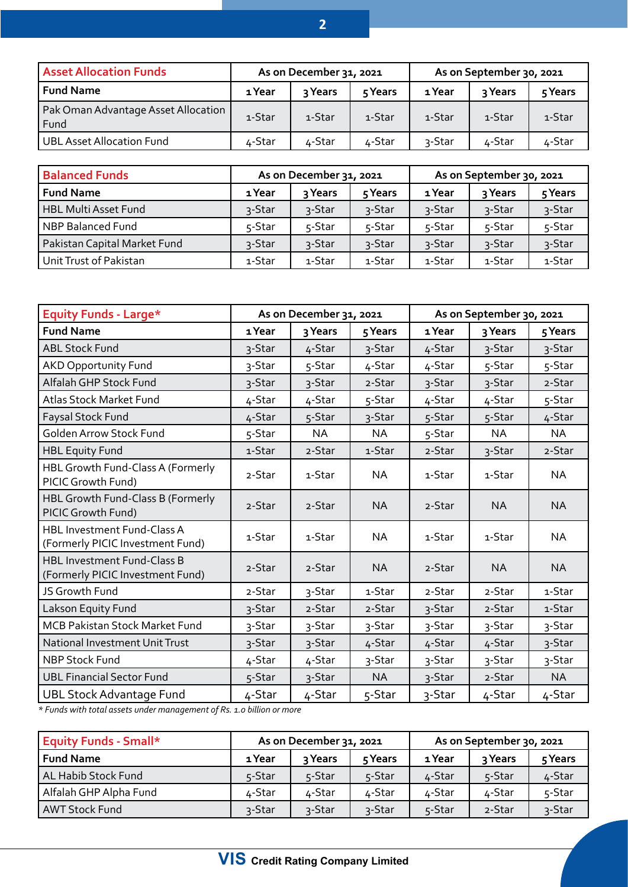| Asset Allocation Funds | As on December 31, 2021 | | | As on September 30, 2021 | | |
|---|---|---|---|---|---|---|
| **Fund Name** | **1 Year** | **3 Years** | **5 Years** | **1 Year** | **3 Years** | **5 Years** |
| Pak Oman Advantage Asset Allocation Fund | 1-Star | 1-Star | 1-Star | 1-Star | 1-Star | 1-Star |
| UBL Asset Allocation Fund | 4-Star | 4-Star | 4-Star | 3-Star | 4-Star | 4-Star |

| Balanced Funds | As on December 31, 2021 | | | As on September 30, 2021 | | |
|---|---|---|---|---|---|---|
| **Fund Name** | **1 Year** | **3 Years** | **5 Years** | **1 Year** | **3 Years** | **5 Years** |
| HBL Multi Asset Fund | 3-Star | 3-Star | 3-Star | 3-Star | 3-Star | 3-Star |
| NBP Balanced Fund | 5-Star | 5-Star | 5-Star | 5-Star | 5-Star | 5-Star |
| Pakistan Capital Market Fund | 3-Star | 3-Star | 3-Star | 3-Star | 3-Star | 3-Star |
| Unit Trust of Pakistan | 1-Star | 1-Star | 1-Star | 1-Star | 1-Star | 1-Star |

| Equity Funds - Large* | As on December 31, 2021 | | | As on September 30, 2021 | | |
|---|---|---|---|---|---|---|
| **Fund Name** | **1 Year** | **3 Years** | **5 Years** | **1 Year** | **3 Years** | **5 Years** |
| ABL Stock Fund | 3-Star | 4-Star | 3-Star | 4-Star | 3-Star | 3-Star |
| AKD Opportunity Fund | 3-Star | 5-Star | 4-Star | 4-Star | 5-Star | 5-Star |
| Alfalah GHP Stock Fund | 3-Star | 3-Star | 2-Star | 3-Star | 3-Star | 2-Star |
| Atlas Stock Market Fund | 4-Star | 4-Star | 5-Star | 4-Star | 4-Star | 5-Star |
| Faysal Stock Fund | 4-Star | 5-Star | 3-Star | 5-Star | 5-Star | 4-Star |
| Golden Arrow Stock Fund | 5-Star | NA | NA | 5-Star | NA | NA |
| HBL Equity Fund | 1-Star | 2-Star | 1-Star | 2-Star | 3-Star | 2-Star |
| HBL Growth Fund-Class A (Formerly PICIC Growth Fund) | 2-Star | 1-Star | NA | 1-Star | 1-Star | NA |
| HBL Growth Fund-Class B (Formerly PICIC Growth Fund) | 2-Star | 2-Star | NA | 2-Star | NA | NA |
| HBL Investment Fund-Class A (Formerly PICIC Investment Fund) | 1-Star | 1-Star | NA | 1-Star | 1-Star | NA |
| HBL Investment Fund-Class B (Formerly PICIC Investment Fund) | 2-Star | 2-Star | NA | 2-Star | NA | NA |
| JS Growth Fund | 2-Star | 3-Star | 1-Star | 2-Star | 2-Star | 1-Star |
| Lakson Equity Fund | 3-Star | 2-Star | 2-Star | 3-Star | 2-Star | 1-Star |
| MCB Pakistan Stock Market Fund | 3-Star | 3-Star | 3-Star | 3-Star | 3-Star | 3-Star |
| National Investment Unit Trust | 3-Star | 3-Star | 4-Star | 4-Star | 4-Star | 3-Star |
| NBP Stock Fund | 4-Star | 4-Star | 3-Star | 3-Star | 3-Star | 3-Star |
| UBL Financial Sector Fund | 5-Star | 3-Star | NA | 3-Star | 2-Star | NA |
| UBL Stock Advantage Fund | 4-Star | 4-Star | 5-Star | 3-Star | 4-Star | 4-Star |

*\* Funds with total assets under management of Rs. 1.0 billion or more*

| Equity Funds - Small* | As on December 31, 2021 | | | As on September 30, 2021 | | |
|---|---|---|---|---|---|---|
| **Fund Name** | **1 Year** | **3 Years** | **5 Years** | **1 Year** | **3 Years** | **5 Years** |
| AL Habib Stock Fund | 5-Star | 5-Star | 5-Star | 4-Star | 5-Star | 4-Star |
| Alfalah GHP Alpha Fund | 4-Star | 4-Star | 4-Star | 4-Star | 4-Star | 5-Star |
| AWT Stock Fund | 3-Star | 3-Star | 3-Star | 5-Star | 2-Star | 3-Star |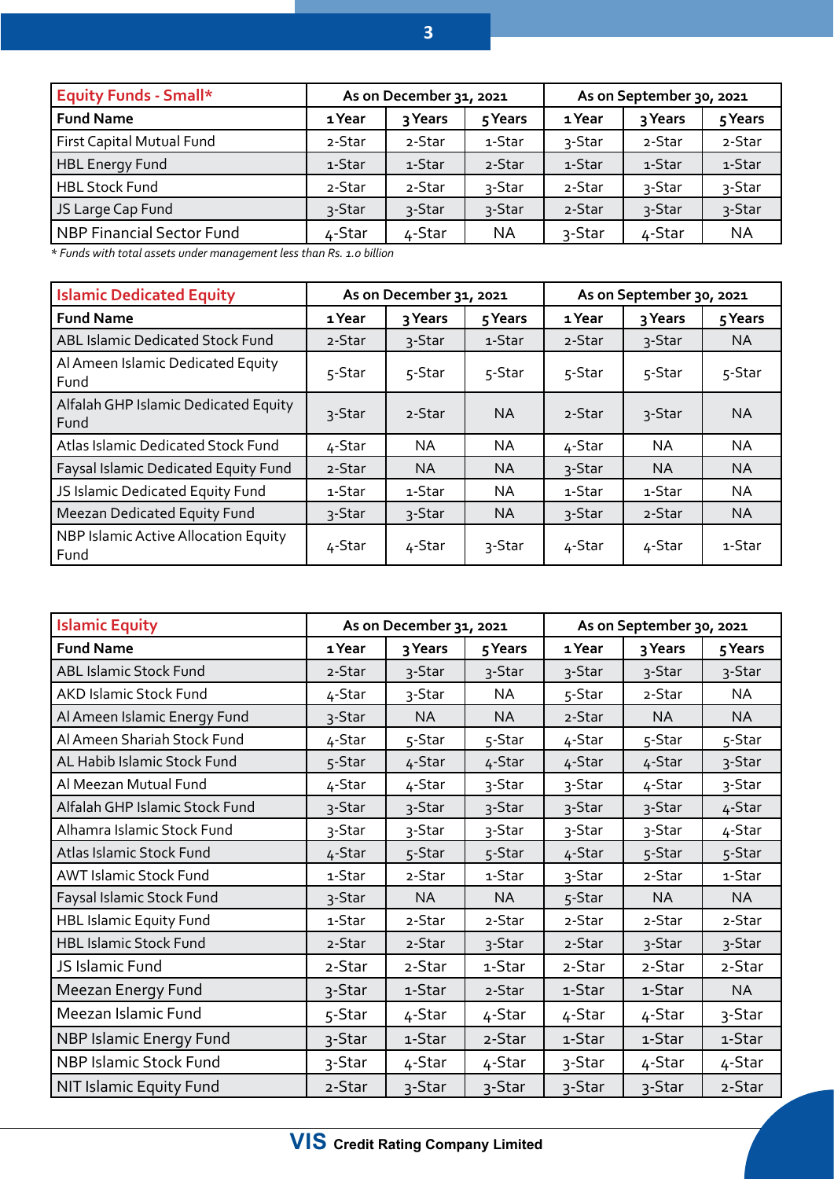| Equity Funds - Small* | As on December 31, 2021 | | | As on September 30, 2021 | | |
|---|---|---|---|---|---|---|
| Fund Name | 1 Year | 3 Years | 5 Years | 1 Year | 3 Years | 5 Years |
| First Capital Mutual Fund | 2-Star | 2-Star | 1-Star | 3-Star | 2-Star | 2-Star |
| HBL Energy Fund | 1-Star | 1-Star | 2-Star | 1-Star | 1-Star | 1-Star |
| HBL Stock Fund | 2-Star | 2-Star | 3-Star | 2-Star | 3-Star | 3-Star |
| JS Large Cap Fund | 3-Star | 3-Star | 3-Star | 2-Star | 3-Star | 3-Star |
| NBP Financial Sector Fund | 4-Star | 4-Star | NA | 3-Star | 4-Star | NA |

*\* Funds with total assets under management less than Rs. 1.0 billion*

| Islamic Dedicated Equity | As on December 31, 2021 | | | As on September 30, 2021 | | |
|---|---|---|---|---|---|---|
| Fund Name | 1 Year | 3 Years | 5 Years | 1 Year | 3 Years | 5 Years |
| ABL Islamic Dedicated Stock Fund | 2-Star | 3-Star | 1-Star | 2-Star | 3-Star | NA |
| Al Ameen Islamic Dedicated Equity Fund | 5-Star | 5-Star | 5-Star | 5-Star | 5-Star | 5-Star |
| Alfalah GHP Islamic Dedicated Equity Fund | 3-Star | 2-Star | NA | 2-Star | 3-Star | NA |
| Atlas Islamic Dedicated Stock Fund | 4-Star | NA | NA | 4-Star | NA | NA |
| Faysal Islamic Dedicated Equity Fund | 2-Star | NA | NA | 3-Star | NA | NA |
| JS Islamic Dedicated Equity Fund | 1-Star | 1-Star | NA | 1-Star | 1-Star | NA |
| Meezan Dedicated Equity Fund | 3-Star | 3-Star | NA | 3-Star | 2-Star | NA |
| NBP Islamic Active Allocation Equity Fund | 4-Star | 4-Star | 3-Star | 4-Star | 4-Star | 1-Star |

| Islamic Equity | As on December 31, 2021 | | | As on September 30, 2021 | | |
|---|---|---|---|---|---|---|
| Fund Name | 1 Year | 3 Years | 5 Years | 1 Year | 3 Years | 5 Years |
| ABL Islamic Stock Fund | 2-Star | 3-Star | 3-Star | 3-Star | 3-Star | 3-Star |
| AKD Islamic Stock Fund | 4-Star | 3-Star | NA | 5-Star | 2-Star | NA |
| Al Ameen Islamic Energy Fund | 3-Star | NA | NA | 2-Star | NA | NA |
| Al Ameen Shariah Stock Fund | 4-Star | 5-Star | 5-Star | 4-Star | 5-Star | 5-Star |
| AL Habib Islamic Stock Fund | 5-Star | 4-Star | 4-Star | 4-Star | 4-Star | 3-Star |
| Al Meezan Mutual Fund | 4-Star | 4-Star | 3-Star | 3-Star | 4-Star | 3-Star |
| Alfalah GHP Islamic Stock Fund | 3-Star | 3-Star | 3-Star | 3-Star | 3-Star | 4-Star |
| Alhamra Islamic Stock Fund | 3-Star | 3-Star | 3-Star | 3-Star | 3-Star | 4-Star |
| Atlas Islamic Stock Fund | 4-Star | 5-Star | 5-Star | 4-Star | 5-Star | 5-Star |
| AWT Islamic Stock Fund | 1-Star | 2-Star | 1-Star | 3-Star | 2-Star | 1-Star |
| Faysal Islamic Stock Fund | 3-Star | NA | NA | 5-Star | NA | NA |
| HBL Islamic Equity Fund | 1-Star | 2-Star | 2-Star | 2-Star | 2-Star | 2-Star |
| HBL Islamic Stock Fund | 2-Star | 2-Star | 3-Star | 2-Star | 3-Star | 3-Star |
| JS Islamic Fund | 2-Star | 2-Star | 1-Star | 2-Star | 2-Star | 2-Star |
| Meezan Energy Fund | 3-Star | 1-Star | 2-Star | 1-Star | 1-Star | NA |
| Meezan Islamic Fund | 5-Star | 4-Star | 4-Star | 4-Star | 4-Star | 3-Star |
| NBP Islamic Energy Fund | 3-Star | 1-Star | 2-Star | 1-Star | 1-Star | 1-Star |
| NBP Islamic Stock Fund | 3-Star | 4-Star | 4-Star | 3-Star | 4-Star | 4-Star |
| NIT Islamic Equity Fund | 2-Star | 3-Star | 3-Star | 3-Star | 3-Star | 2-Star |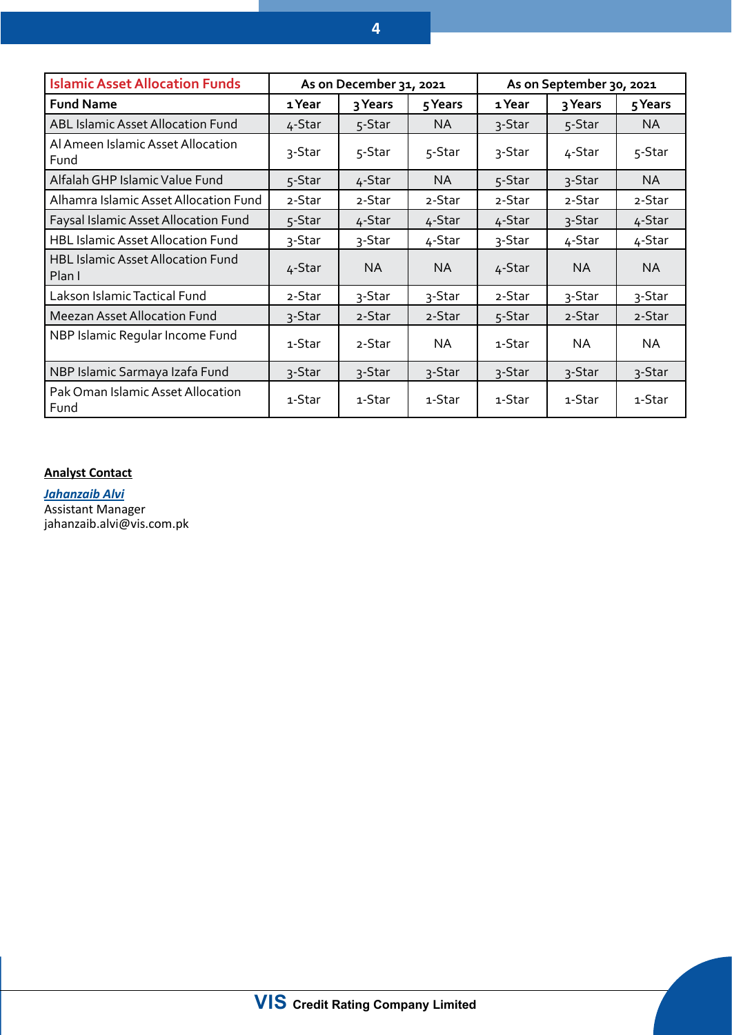| Islamic Asset Allocation Funds | As on December 31, 2021 | | | As on September 30, 2021 | | |
|---|---|---|---|---|---|---|
| **Fund Name** | **1 Year** | **3 Years** | **5 Years** | **1 Year** | **3 Years** | **5 Years** |
| ABL Islamic Asset Allocation Fund | 4-Star | 5-Star | NA | 3-Star | 5-Star | NA |
| Al Ameen Islamic Asset Allocation Fund | 3-Star | 5-Star | 5-Star | 3-Star | 4-Star | 5-Star |
| Alfalah GHP Islamic Value Fund | 5-Star | 4-Star | NA | 5-Star | 3-Star | NA |
| Alhamra Islamic Asset Allocation Fund | 2-Star | 2-Star | 2-Star | 2-Star | 2-Star | 2-Star |
| Faysal Islamic Asset Allocation Fund | 5-Star | 4-Star | 4-Star | 4-Star | 3-Star | 4-Star |
| HBL Islamic Asset Allocation Fund | 3-Star | 3-Star | 4-Star | 3-Star | 4-Star | 4-Star |
| HBL Islamic Asset Allocation Fund Plan I | 4-Star | NA | NA | 4-Star | NA | NA |
| Lakson Islamic Tactical Fund | 2-Star | 3-Star | 3-Star | 2-Star | 3-Star | 3-Star |
| Meezan Asset Allocation Fund | 3-Star | 2-Star | 2-Star | 5-Star | 2-Star | 2-Star |
| NBP Islamic Regular Income Fund | 1-Star | 2-Star | NA | 1-Star | NA | NA |
| NBP Islamic Sarmaya Izafa Fund | 3-Star | 3-Star | 3-Star | 3-Star | 3-Star | 3-Star |
| Pak Oman Islamic Asset Allocation Fund | 1-Star | 1-Star | 1-Star | 1-Star | 1-Star | 1-Star |

**Analyst Contact**

***Jahanzaib Alvi***
Assistant Manager
jahanzaib.alvi@vis.com.pk